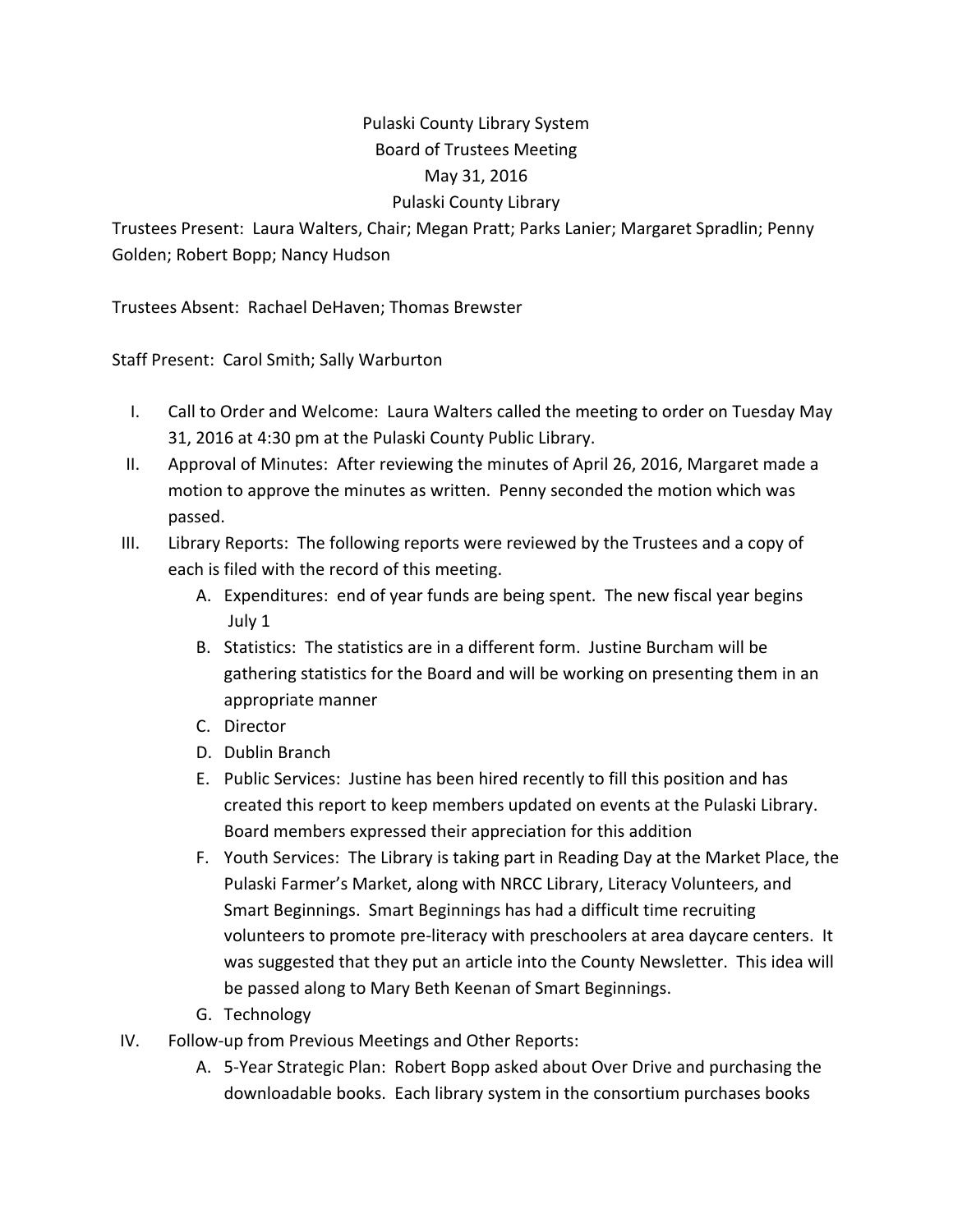# Pulaski County Library System
## Board of Trustees Meeting
## May 31, 2016
## Pulaski County Library

Trustees Present: Laura Walters, Chair; Megan Pratt; Parks Lanier; Margaret Spradlin; Penny Golden; Robert Bopp; Nancy Hudson

Trustees Absent: Rachael DeHaven; Thomas Brewster

Staff Present: Carol Smith; Sally Warburton

I. Call to Order and Welcome: Laura Walters called the meeting to order on Tuesday May 31, 2016 at 4:30 pm at the Pulaski County Public Library.

II. Approval of Minutes: After reviewing the minutes of April 26, 2016, Margaret made a motion to approve the minutes as written. Penny seconded the motion which was passed.

III. Library Reports: The following reports were reviewed by the Trustees and a copy of each is filed with the record of this meeting.
   A. Expenditures: end of year funds are being spent. The new fiscal year begins July 1
   B. Statistics: The statistics are in a different form. Justine Burcham will be gathering statistics for the Board and will be working on presenting them in an appropriate manner
   C. Director
   D. Dublin Branch
   E. Public Services: Justine has been hired recently to fill this position and has created this report to keep members updated on events at the Pulaski Library. Board members expressed their appreciation for this addition
   F. Youth Services: The Library is taking part in Reading Day at the Market Place, the Pulaski Farmer's Market, along with NRCC Library, Literacy Volunteers, and Smart Beginnings. Smart Beginnings has had a difficult time recruiting volunteers to promote pre-literacy with preschoolers at area daycare centers. It was suggested that they put an article into the County Newsletter. This idea will be passed along to Mary Beth Keenan of Smart Beginnings.
   G. Technology

IV. Follow-up from Previous Meetings and Other Reports:
   A. 5-Year Strategic Plan: Robert Bopp asked about Over Drive and purchasing the downloadable books. Each library system in the consortium purchases books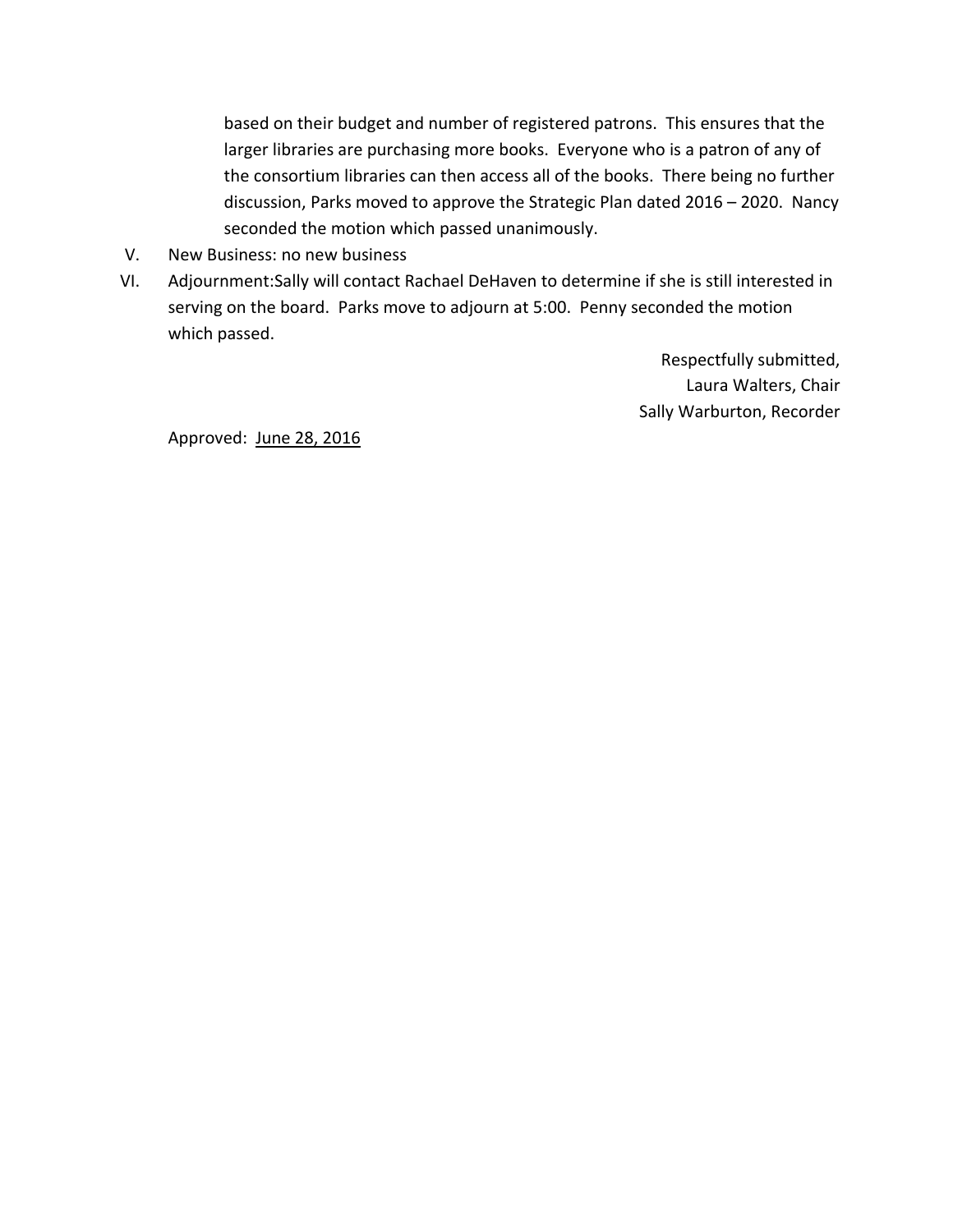based on their budget and number of registered patrons. This ensures that the larger libraries are purchasing more books. Everyone who is a patron of any of the consortium libraries can then access all of the books. There being no further discussion, Parks moved to approve the Strategic Plan dated 2016 – 2020. Nancy seconded the motion which passed unanimously.

V. New Business: no new business

VI. Adjournment:Sally will contact Rachael DeHaven to determine if she is still interested in serving on the board. Parks move to adjourn at 5:00. Penny seconded the motion which passed.

Respectfully submitted,
Laura Walters, Chair
Sally Warburton, Recorder

Approved: June 28, 2016